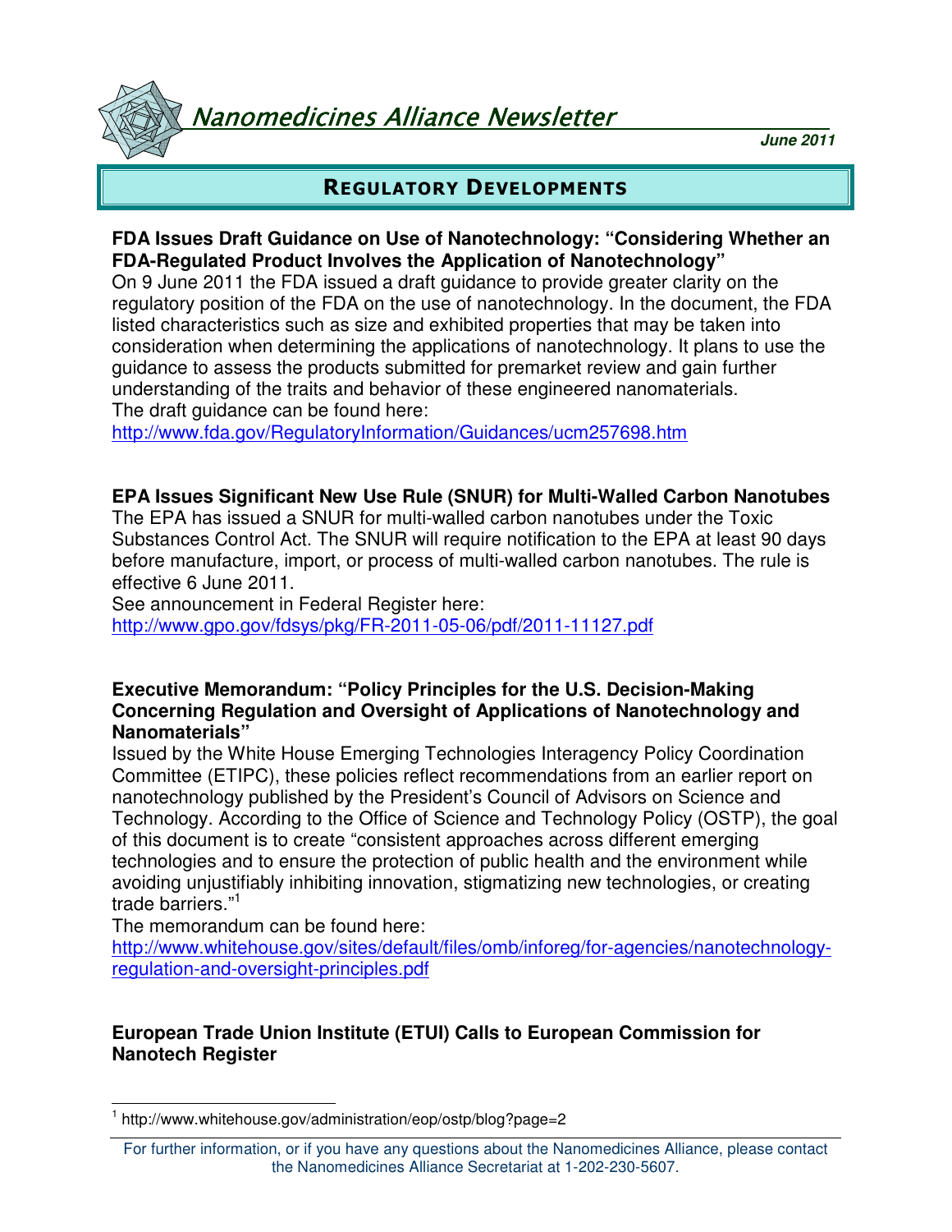# Nanomedicines Alliance Newsletter

**June 2011**

## REGULATORY DEVELOPMENTS

### FDA Issues Draft Guidance on Use of Nanotechnology: "Considering Whether an FDA-Regulated Product Involves the Application of Nanotechnology"

On 9 June 2011 the FDA issued a draft guidance to provide greater clarity on the regulatory position of the FDA on the use of nanotechnology. In the document, the FDA listed characteristics such as size and exhibited properties that may be taken into consideration when determining the applications of nanotechnology. It plans to use the guidance to assess the products submitted for premarket review and gain further understanding of the traits and behavior of these engineered nanomaterials.
The draft guidance can be found here:
http://www.fda.gov/RegulatoryInformation/Guidances/ucm257698.htm

### EPA Issues Significant New Use Rule (SNUR) for Multi-Walled Carbon Nanotubes

The EPA has issued a SNUR for multi-walled carbon nanotubes under the Toxic Substances Control Act. The SNUR will require notification to the EPA at least 90 days before manufacture, import, or process of multi-walled carbon nanotubes. The rule is effective 6 June 2011.
See announcement in Federal Register here:
http://www.gpo.gov/fdsys/pkg/FR-2011-05-06/pdf/2011-11127.pdf

### Executive Memorandum: "Policy Principles for the U.S. Decision-Making Concerning Regulation and Oversight of Applications of Nanotechnology and Nanomaterials"

Issued by the White House Emerging Technologies Interagency Policy Coordination Committee (ETIPC), these policies reflect recommendations from an earlier report on nanotechnology published by the President's Council of Advisors on Science and Technology. According to the Office of Science and Technology Policy (OSTP), the goal of this document is to create "consistent approaches across different emerging technologies and to ensure the protection of public health and the environment while avoiding unjustifiably inhibiting innovation, stigmatizing new technologies, or creating trade barriers."[1]
The memorandum can be found here:
http://www.whitehouse.gov/sites/default/files/omb/inforeg/for-agencies/nanotechnology-regulation-and-oversight-principles.pdf

### European Trade Union Institute (ETUI) Calls to European Commission for Nanotech Register

[1] http://www.whitehouse.gov/administration/eop/ostp/blog?page=2

For further information, or if you have any questions about the Nanomedicines Alliance, please contact the Nanomedicines Alliance Secretariat at 1-202-230-5607.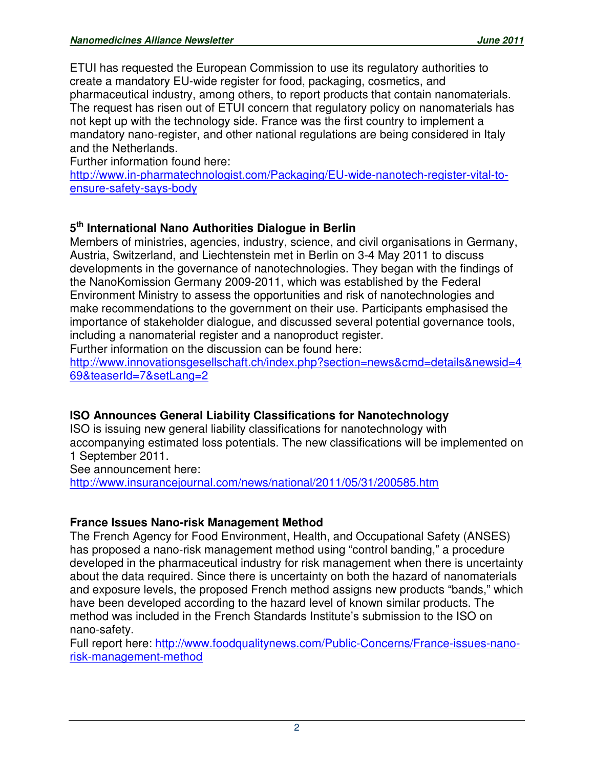ETUI has requested the European Commission to use its regulatory authorities to create a mandatory EU-wide register for food, packaging, cosmetics, and pharmaceutical industry, among others, to report products that contain nanomaterials. The request has risen out of ETUI concern that regulatory policy on nanomaterials has not kept up with the technology side. France was the first country to implement a mandatory nano-register, and other national regulations are being considered in Italy and the Netherlands.
Further information found here:
http://www.in-pharmatechnologist.com/Packaging/EU-wide-nanotech-register-vital-to-ensure-safety-says-body

### 5th International Nano Authorities Dialogue in Berlin

Members of ministries, agencies, industry, science, and civil organisations in Germany, Austria, Switzerland, and Liechtenstein met in Berlin on 3-4 May 2011 to discuss developments in the governance of nanotechnologies. They began with the findings of the NanoKomission Germany 2009-2011, which was established by the Federal Environment Ministry to assess the opportunities and risk of nanotechnologies and make recommendations to the government on their use. Participants emphasised the importance of stakeholder dialogue, and discussed several potential governance tools, including a nanomaterial register and a nanoproduct register.
Further information on the discussion can be found here:
http://www.innovationsgesellschaft.ch/index.php?section=news&cmd=details&newsid=469&teaserId=7&setLang=2

### ISO Announces General Liability Classifications for Nanotechnology

ISO is issuing new general liability classifications for nanotechnology with accompanying estimated loss potentials. The new classifications will be implemented on 1 September 2011.
See announcement here:
http://www.insurancejournal.com/news/national/2011/05/31/200585.htm

### France Issues Nano-risk Management Method

The French Agency for Food Environment, Health, and Occupational Safety (ANSES) has proposed a nano-risk management method using "control banding," a procedure developed in the pharmaceutical industry for risk management when there is uncertainty about the data required. Since there is uncertainty on both the hazard of nanomaterials and exposure levels, the proposed French method assigns new products "bands," which have been developed according to the hazard level of known similar products. The method was included in the French Standards Institute's submission to the ISO on nano-safety.
Full report here: http://www.foodqualitynews.com/Public-Concerns/France-issues-nano-risk-management-method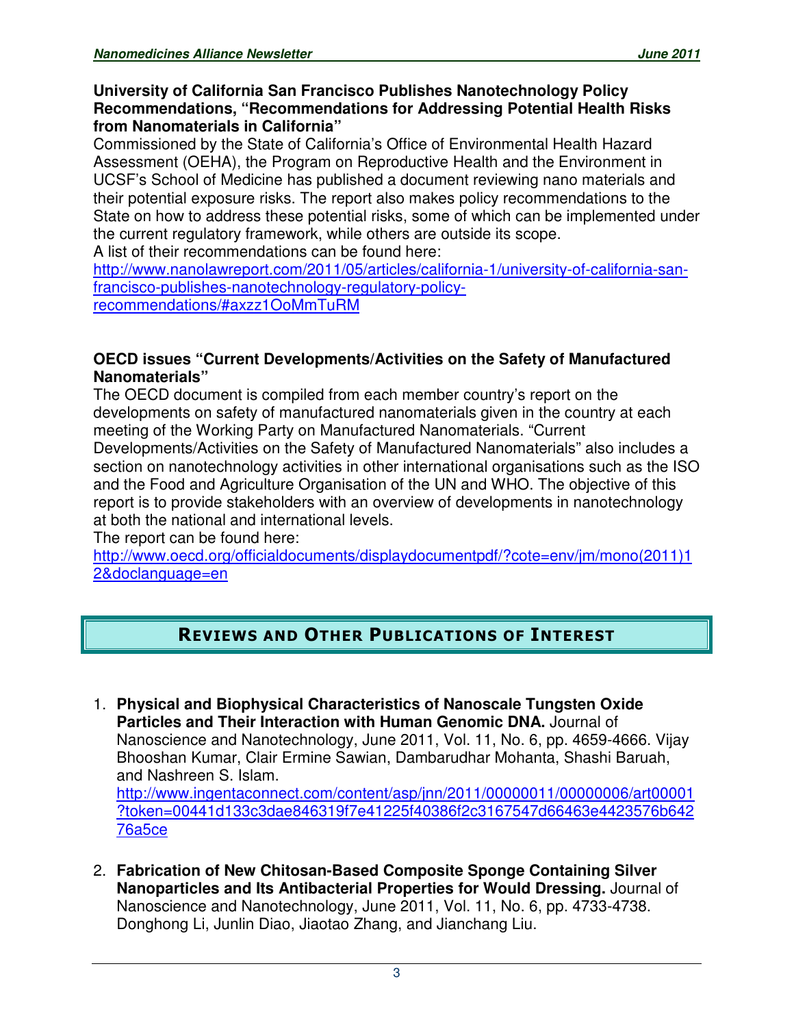### University of California San Francisco Publishes Nanotechnology Policy Recommendations, "Recommendations for Addressing Potential Health Risks from Nanomaterials in California"

Commissioned by the State of California's Office of Environmental Health Hazard Assessment (OEHA), the Program on Reproductive Health and the Environment in UCSF's School of Medicine has published a document reviewing nano materials and their potential exposure risks. The report also makes policy recommendations to the State on how to address these potential risks, some of which can be implemented under the current regulatory framework, while others are outside its scope.

A list of their recommendations can be found here:
http://www.nanolawreport.com/2011/05/articles/california-1/university-of-california-san-francisco-publishes-nanotechnology-regulatory-policy-recommendations/#axzz1OoMmTuRM

### OECD issues "Current Developments/Activities on the Safety of Manufactured Nanomaterials"

The OECD document is compiled from each member country's report on the developments on safety of manufactured nanomaterials given in the country at each meeting of the Working Party on Manufactured Nanomaterials. "Current Developments/Activities on the Safety of Manufactured Nanomaterials" also includes a section on nanotechnology activities in other international organisations such as the ISO and the Food and Agriculture Organisation of the UN and WHO. The objective of this report is to provide stakeholders with an overview of developments in nanotechnology at both the national and international levels.

The report can be found here:
http://www.oecd.org/officialdocuments/displaydocumentpdf/?cote=env/jm/mono(2011)12&doclanguage=en

## REVIEWS AND OTHER PUBLICATIONS OF INTEREST

1. **Physical and Biophysical Characteristics of Nanoscale Tungsten Oxide Particles and Their Interaction with Human Genomic DNA.** Journal of Nanoscience and Nanotechnology, June 2011, Vol. 11, No. 6, pp. 4659-4666. Vijay Bhooshan Kumar, Clair Ermine Sawian, Dambarudhar Mohanta, Shashi Baruah, and Nashreen S. Islam.
   http://www.ingentaconnect.com/content/asp/jnn/2011/00000011/00000006/art00001?token=00441d133c3dae846319f7e41225f40386f2c3167547d66463e4423576b64276a5ce

2. **Fabrication of New Chitosan-Based Composite Sponge Containing Silver Nanoparticles and Its Antibacterial Properties for Would Dressing.** Journal of Nanoscience and Nanotechnology, June 2011, Vol. 11, No. 6, pp. 4733-4738. Donghong Li, Junlin Diao, Jiaotao Zhang, and Jianchang Liu.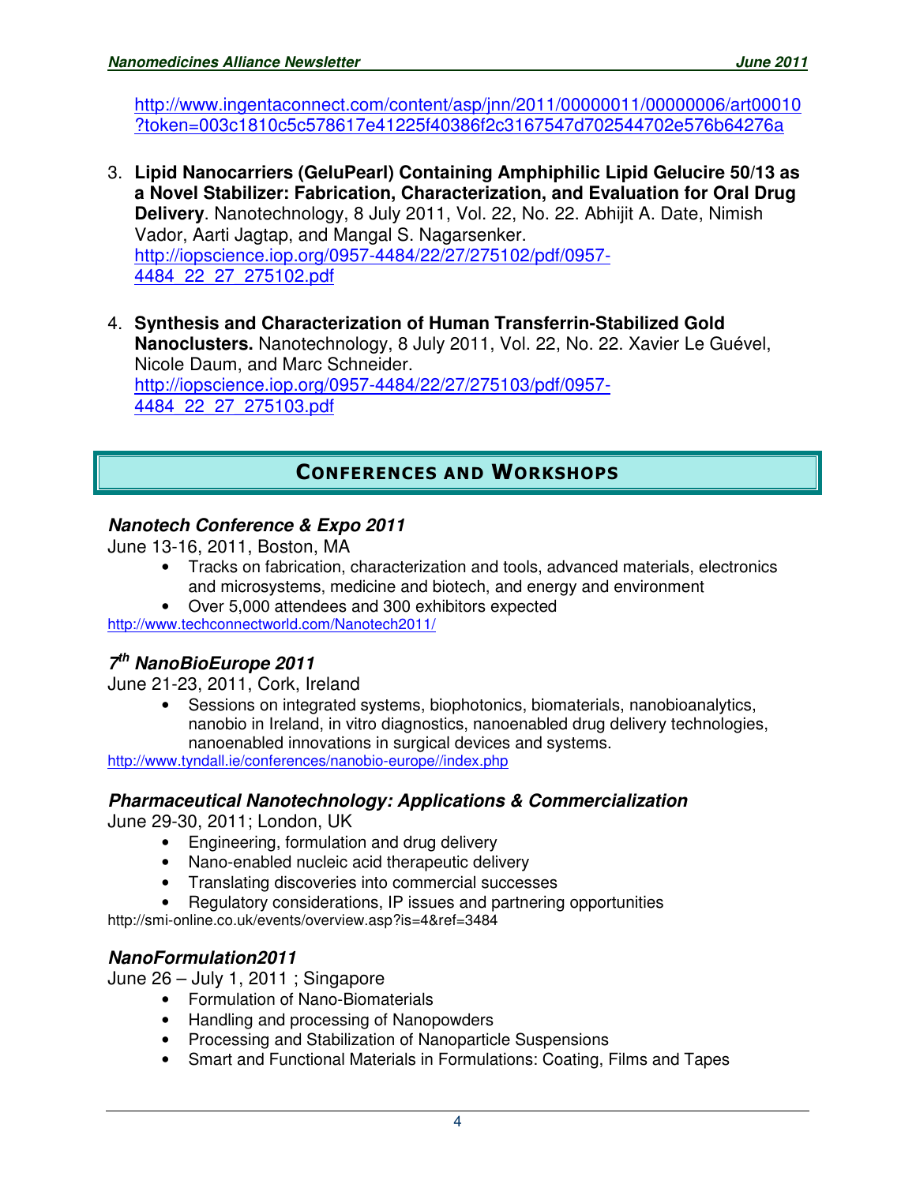http://www.ingentaconnect.com/content/asp/jnn/2011/00000011/00000006/art00010?token=003c1810c5c578617e41225f40386f2c3167547d702544702e576b64276a

3. **Lipid Nanocarriers (GeluPearl) Containing Amphiphilic Lipid Gelucire 50/13 as a Novel Stabilizer: Fabrication, Characterization, and Evaluation for Oral Drug Delivery**. Nanotechnology, 8 July 2011, Vol. 22, No. 22. Abhijit A. Date, Nimish Vador, Aarti Jagtap, and Mangal S. Nagarsenker.
   http://iopscience.iop.org/0957-4484/22/27/275102/pdf/0957-4484_22_27_275102.pdf

4. **Synthesis and Characterization of Human Transferrin-Stabilized Gold Nanoclusters.** Nanotechnology, 8 July 2011, Vol. 22, No. 22. Xavier Le Guével, Nicole Daum, and Marc Schneider.
   http://iopscience.iop.org/0957-4484/22/27/275103/pdf/0957-4484_22_27_275103.pdf

## Conferences and Workshops

### *Nanotech Conference & Expo 2011*

June 13-16, 2011, Boston, MA

- Tracks on fabrication, characterization and tools, advanced materials, electronics and microsystems, medicine and biotech, and energy and environment
- Over 5,000 attendees and 300 exhibitors expected

http://www.techconnectworld.com/Nanotech2011/

### *7th NanoBioEurope 2011*

June 21-23, 2011, Cork, Ireland

- Sessions on integrated systems, biophotonics, biomaterials, nanobioanalytics, nanobio in Ireland, in vitro diagnostics, nanoenabled drug delivery technologies, nanoenabled innovations in surgical devices and systems.

http://www.tyndall.ie/conferences/nanobio-europe//index.php

### *Pharmaceutical Nanotechnology: Applications & Commercialization*

June 29-30, 2011; London, UK

- Engineering, formulation and drug delivery
- Nano-enabled nucleic acid therapeutic delivery
- Translating discoveries into commercial successes
- Regulatory considerations, IP issues and partnering opportunities

http://smi-online.co.uk/events/overview.asp?is=4&ref=3484

### *NanoFormulation2011*

June 26 – July 1, 2011 ; Singapore

- Formulation of Nano-Biomaterials
- Handling and processing of Nanopowders
- Processing and Stabilization of Nanoparticle Suspensions
- Smart and Functional Materials in Formulations: Coating, Films and Tapes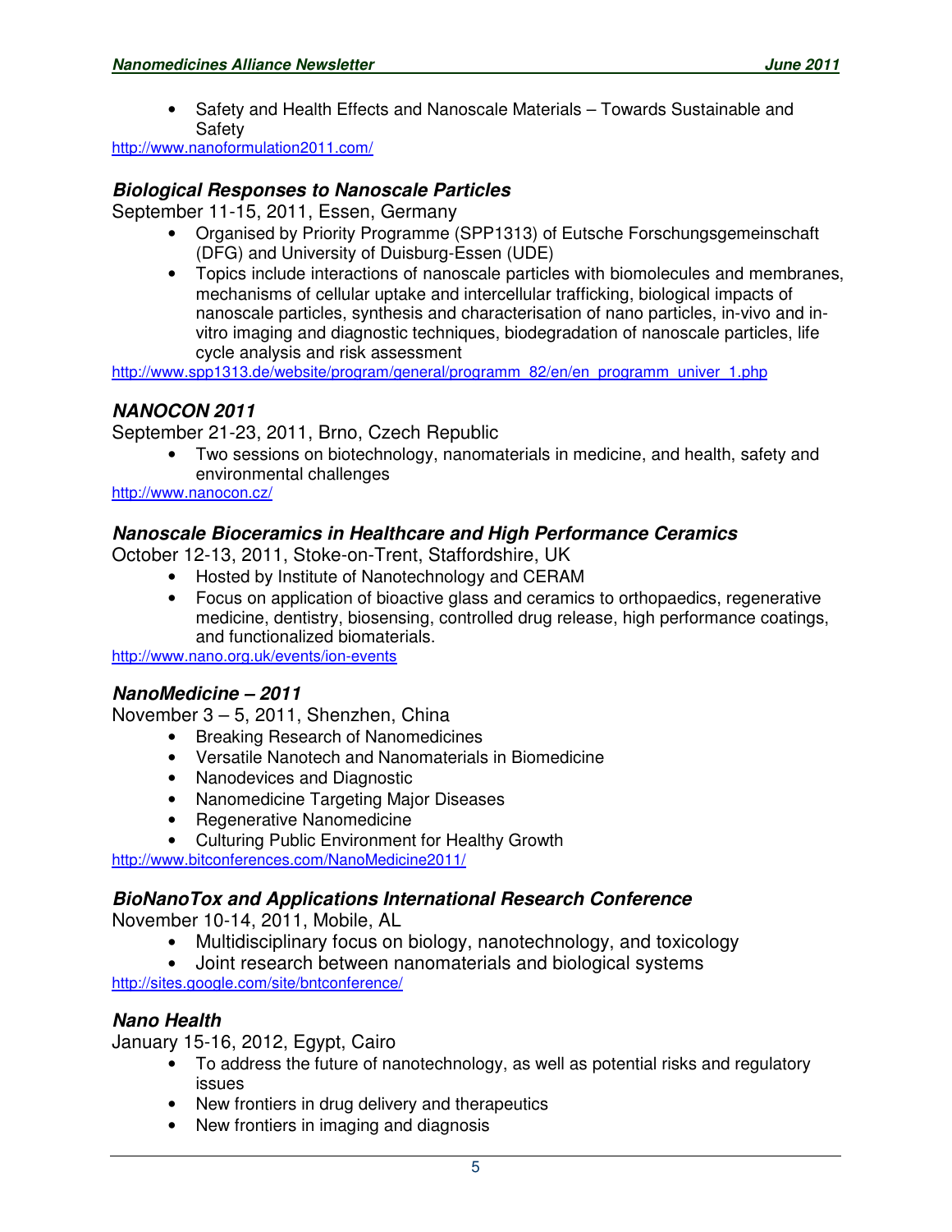- Safety and Health Effects and Nanoscale Materials – Towards Sustainable and Safety

http://www.nanoformulation2011.com/

### *Biological Responses to Nanoscale Particles*

September 11-15, 2011, Essen, Germany

- Organised by Priority Programme (SPP1313) of Eutsche Forschungsgemeinschaft (DFG) and University of Duisburg-Essen (UDE)
- Topics include interactions of nanoscale particles with biomolecules and membranes, mechanisms of cellular uptake and intercellular trafficking, biological impacts of nanoscale particles, synthesis and characterisation of nano particles, in-vivo and in-vitro imaging and diagnostic techniques, biodegradation of nanoscale particles, life cycle analysis and risk assessment

http://www.spp1313.de/website/program/general/programm_82/en/en_programm_univer_1.php

### *NANOCON 2011*

September 21-23, 2011, Brno, Czech Republic

- Two sessions on biotechnology, nanomaterials in medicine, and health, safety and environmental challenges

http://www.nanocon.cz/

### *Nanoscale Bioceramics in Healthcare and High Performance Ceramics*

October 12-13, 2011, Stoke-on-Trent, Staffordshire, UK

- Hosted by Institute of Nanotechnology and CERAM
- Focus on application of bioactive glass and ceramics to orthopaedics, regenerative medicine, dentistry, biosensing, controlled drug release, high performance coatings, and functionalized biomaterials.

http://www.nano.org.uk/events/ion-events

### *NanoMedicine – 2011*

November 3 – 5, 2011, Shenzhen, China

- Breaking Research of Nanomedicines
- Versatile Nanotech and Nanomaterials in Biomedicine
- Nanodevices and Diagnostic
- Nanomedicine Targeting Major Diseases
- Regenerative Nanomedicine
- Culturing Public Environment for Healthy Growth

http://www.bitconferences.com/NanoMedicine2011/

### *BioNanoTox and Applications International Research Conference*

November 10-14, 2011, Mobile, AL

- Multidisciplinary focus on biology, nanotechnology, and toxicology
- Joint research between nanomaterials and biological systems

http://sites.google.com/site/bntconference/

### *Nano Health*

January 15-16, 2012, Egypt, Cairo

- To address the future of nanotechnology, as well as potential risks and regulatory issues
- New frontiers in drug delivery and therapeutics
- New frontiers in imaging and diagnosis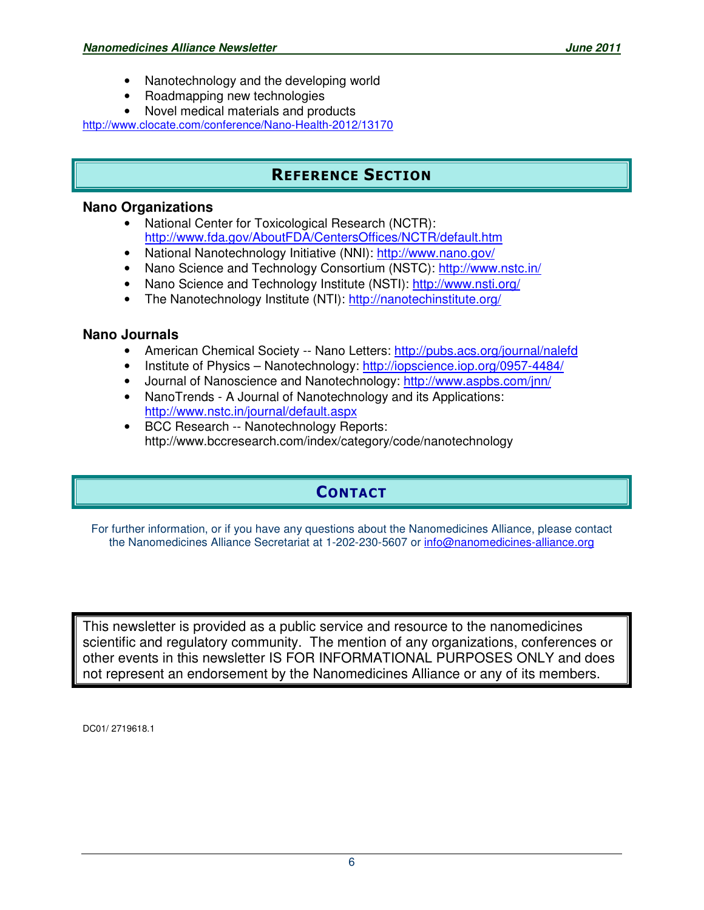- Nanotechnology and the developing world
- Roadmapping new technologies
- Novel medical materials and products

http://www.clocate.com/conference/Nano-Health-2012/13170

## REFERENCE SECTION

### Nano Organizations

- National Center for Toxicological Research (NCTR): http://www.fda.gov/AboutFDA/CentersOffices/NCTR/default.htm
- National Nanotechnology Initiative (NNI): http://www.nano.gov/
- Nano Science and Technology Consortium (NSTC): http://www.nstc.in/
- Nano Science and Technology Institute (NSTI): http://www.nsti.org/
- The Nanotechnology Institute (NTI): http://nanotechinstitute.org/

### Nano Journals

- American Chemical Society -- Nano Letters: http://pubs.acs.org/journal/nalefd
- Institute of Physics – Nanotechnology: http://iopscience.iop.org/0957-4484/
- Journal of Nanoscience and Nanotechnology: http://www.aspbs.com/jnn/
- NanoTrends - A Journal of Nanotechnology and its Applications: http://www.nstc.in/journal/default.aspx
- BCC Research -- Nanotechnology Reports: http://www.bccresearch.com/index/category/code/nanotechnology

## CONTACT

For further information, or if you have any questions about the Nanomedicines Alliance, please contact the Nanomedicines Alliance Secretariat at 1-202-230-5607 or info@nanomedicines-alliance.org

This newsletter is provided as a public service and resource to the nanomedicines scientific and regulatory community. The mention of any organizations, conferences or other events in this newsletter IS FOR INFORMATIONAL PURPOSES ONLY and does not represent an endorsement by the Nanomedicines Alliance or any of its members.

DC01/ 2719618.1